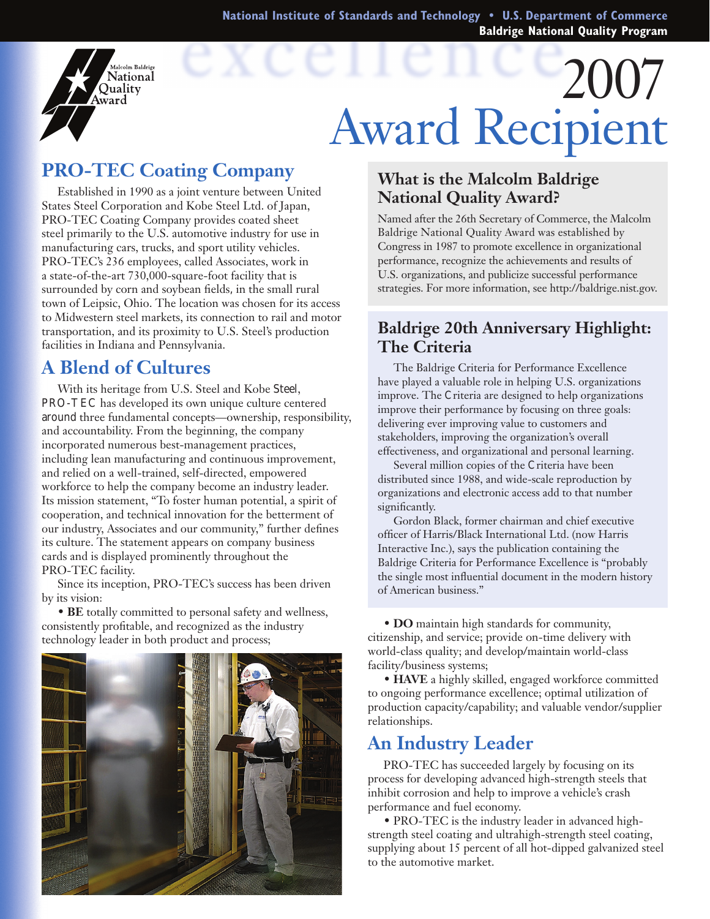National Institute of Standards and Technology • U.S. Department of Commerce
Baldrige National Quality Program

Malcolm Baldrige National Quality Award

# 2007 Award Recipient

## PRO-TEC Coating Company

Established in 1990 as a joint venture between United States Steel Corporation and Kobe Steel Ltd. of Japan, PRO-TEC Coating Company provides coated sheet steel primarily to the U.S. automotive industry for use in manufacturing cars, trucks, and sport utility vehicles. PRO-TEC's 236 employees, called Associates, work in a state-of-the-art 730,000-square-foot facility that is surrounded by corn and soybean fields, in the small rural town of Leipsic, Ohio. The location was chosen for its access to Midwestern steel markets, its connection to rail and motor transportation, and its proximity to U.S. Steel's production facilities in Indiana and Pennsylvania.

## A Blend of Cultures

With its heritage from U.S. Steel and Kobe Steel, PRO-TEC has developed its own unique culture centered around three fundamental concepts—ownership, responsibility, and accountability. From the beginning, the company incorporated numerous best-management practices, including lean manufacturing and continuous improvement, and relied on a well-trained, self-directed, empowered workforce to help the company become an industry leader. Its mission statement, "To foster human potential, a spirit of cooperation, and technical innovation for the betterment of our industry, Associates and our community," further defines its culture. The statement appears on company business cards and is displayed prominently throughout the PRO-TEC facility.

Since its inception, PRO-TEC's success has been driven by its vision:

- **BE** totally committed to personal safety and wellness, consistently profitable, and recognized as the industry technology leader in both product and process;
- **DO** maintain high standards for community, citizenship, and service; provide on-time delivery with world-class quality; and develop/maintain world-class facility/business systems;
- **HAVE** a highly skilled, engaged workforce committed to ongoing performance excellence; optimal utilization of production capacity/capability; and valuable vendor/supplier relationships.

## An Industry Leader

PRO-TEC has succeeded largely by focusing on its process for developing advanced high-strength steels that inhibit corrosion and help to improve a vehicle's crash performance and fuel economy.

- PRO-TEC is the industry leader in advanced high-strength steel coating and ultrahigh-strength steel coating, supplying about 15 percent of all hot-dipped galvanized steel to the automotive market.

### What is the Malcolm Baldrige National Quality Award?

Named after the 26th Secretary of Commerce, the Malcolm Baldrige National Quality Award was established by Congress in 1987 to promote excellence in organizational performance, recognize the achievements and results of U.S. organizations, and publicize successful performance strategies. For more information, see http://baldrige.nist.gov.

### Baldrige 20th Anniversary Highlight: The Criteria

The Baldrige Criteria for Performance Excellence have played a valuable role in helping U.S. organizations improve. The Criteria are designed to help organizations improve their performance by focusing on three goals: delivering ever improving value to customers and stakeholders, improving the organization's overall effectiveness, and organizational and personal learning.

Several million copies of the Criteria have been distributed since 1988, and wide-scale reproduction by organizations and electronic access add to that number significantly.

Gordon Black, former chairman and chief executive officer of Harris/Black International Ltd. (now Harris Interactive Inc.), says the publication containing the Baldrige Criteria for Performance Excellence is "probably the single most influential document in the modern history of American business."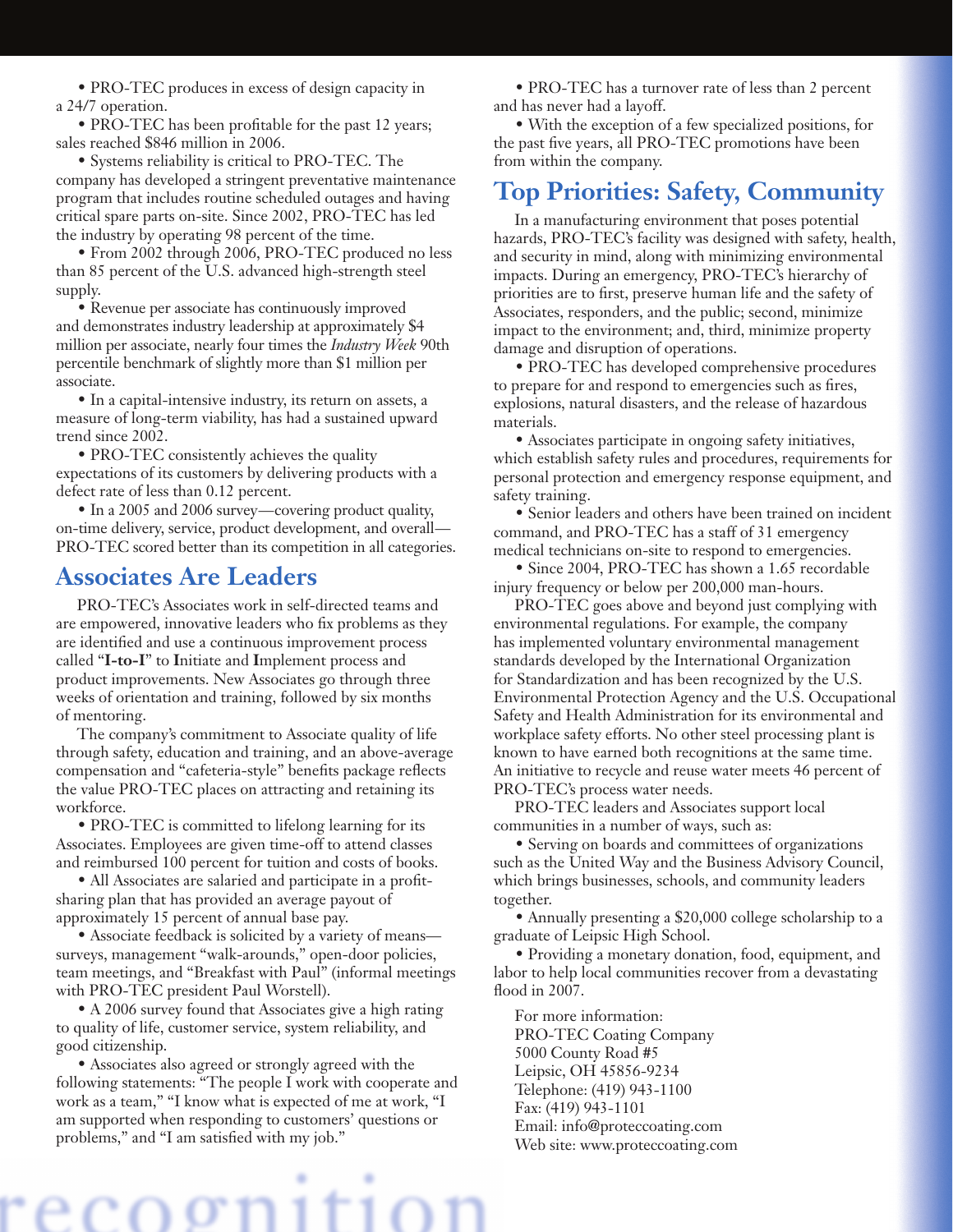• PRO-TEC produces in excess of design capacity in a 24/7 operation.

• PRO-TEC has been profitable for the past 12 years; sales reached $846 million in 2006.

• Systems reliability is critical to PRO-TEC. The company has developed a stringent preventative maintenance program that includes routine scheduled outages and having critical spare parts on-site. Since 2002, PRO-TEC has led the industry by operating 98 percent of the time.

• From 2002 through 2006, PRO-TEC produced no less than 85 percent of the U.S. advanced high-strength steel supply.

• Revenue per associate has continuously improved and demonstrates industry leadership at approximately $4 million per associate, nearly four times the *Industry Week* 90th percentile benchmark of slightly more than $1 million per associate.

• In a capital-intensive industry, its return on assets, a measure of long-term viability, has had a sustained upward trend since 2002.

• PRO-TEC consistently achieves the quality expectations of its customers by delivering products with a defect rate of less than 0.12 percent.

• In a 2005 and 2006 survey—covering product quality, on-time delivery, service, product development, and overall—PRO-TEC scored better than its competition in all categories.

## Associates Are Leaders

PRO-TEC's Associates work in self-directed teams and are empowered, innovative leaders who fix problems as they are identified and use a continuous improvement process called "**I-to-I**" to **I**nitiate and **I**mplement process and product improvements. New Associates go through three weeks of orientation and training, followed by six months of mentoring.

The company's commitment to Associate quality of life through safety, education and training, and an above-average compensation and "cafeteria-style" benefits package reflects the value PRO-TEC places on attracting and retaining its workforce.

• PRO-TEC is committed to lifelong learning for its Associates. Employees are given time-off to attend classes and reimbursed 100 percent for tuition and costs of books.

• All Associates are salaried and participate in a profit-sharing plan that has provided an average payout of approximately 15 percent of annual base pay.

• Associate feedback is solicited by a variety of means—surveys, management "walk-arounds," open-door policies, team meetings, and "Breakfast with Paul" (informal meetings with PRO-TEC president Paul Worstell).

• A 2006 survey found that Associates give a high rating to quality of life, customer service, system reliability, and good citizenship.

• Associates also agreed or strongly agreed with the following statements: "The people I work with cooperate and work as a team," "I know what is expected of me at work, "I am supported when responding to customers' questions or problems," and "I am satisfied with my job."

• PRO-TEC has a turnover rate of less than 2 percent and has never had a layoff.

• With the exception of a few specialized positions, for the past five years, all PRO-TEC promotions have been from within the company.

## Top Priorities: Safety, Community

In a manufacturing environment that poses potential hazards, PRO-TEC's facility was designed with safety, health, and security in mind, along with minimizing environmental impacts. During an emergency, PRO-TEC's hierarchy of priorities are to first, preserve human life and the safety of Associates, responders, and the public; second, minimize impact to the environment; and, third, minimize property damage and disruption of operations.

• PRO-TEC has developed comprehensive procedures to prepare for and respond to emergencies such as fires, explosions, natural disasters, and the release of hazardous materials.

• Associates participate in ongoing safety initiatives, which establish safety rules and procedures, requirements for personal protection and emergency response equipment, and safety training.

• Senior leaders and others have been trained on incident command, and PRO-TEC has a staff of 31 emergency medical technicians on-site to respond to emergencies.

• Since 2004, PRO-TEC has shown a 1.65 recordable injury frequency or below per 200,000 man-hours.

PRO-TEC goes above and beyond just complying with environmental regulations. For example, the company has implemented voluntary environmental management standards developed by the International Organization for Standardization and has been recognized by the U.S. Environmental Protection Agency and the U.S. Occupational Safety and Health Administration for its environmental and workplace safety efforts. No other steel processing plant is known to have earned both recognitions at the same time. An initiative to recycle and reuse water meets 46 percent of PRO-TEC's process water needs.

PRO-TEC leaders and Associates support local communities in a number of ways, such as:

• Serving on boards and committees of organizations such as the United Way and the Business Advisory Council, which brings businesses, schools, and community leaders together.

• Annually presenting a $20,000 college scholarship to a graduate of Leipsic High School.

• Providing a monetary donation, food, equipment, and labor to help local communities recover from a devastating flood in 2007.

For more information:
PRO-TEC Coating Company
5000 County Road #5
Leipsic, OH 45856-9234
Telephone: (419) 943-1100
Fax: (419) 943-1101
Email: info@proteccoating.com
Web site: www.proteccoating.com

recognition